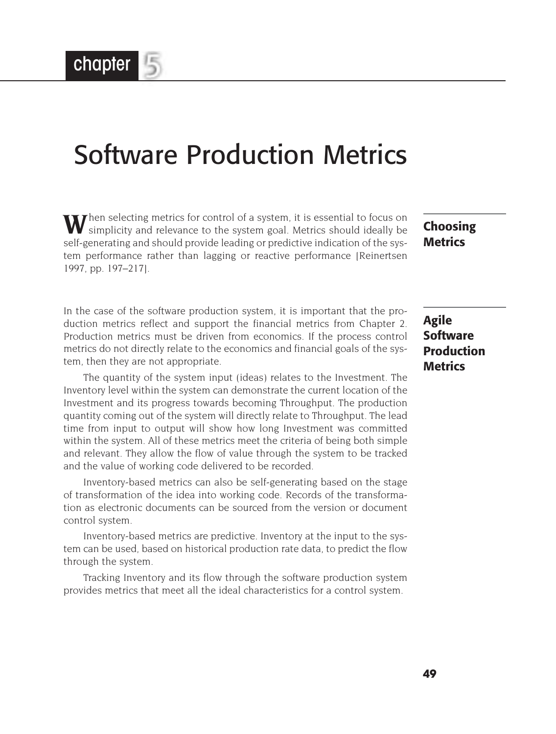# Chapter 5

# Software Production Metrics

## Choosing Metrics

When selecting metrics for control of a system, it is essential to focus on simplicity and relevance to the system goal. Metrics should ideally be self-generating and should provide leading or predictive indication of the system performance rather than lagging or reactive performance [Reinertsen 1997, pp. 197–217].

## Agile Software Production Metrics

In the case of the software production system, it is important that the production metrics reflect and support the financial metrics from Chapter 2. Production metrics must be driven from economics. If the process control metrics do not directly relate to the economics and financial goals of the system, then they are not appropriate.

The quantity of the system input (ideas) relates to the Investment. The Inventory level within the system can demonstrate the current location of the Investment and its progress towards becoming Throughput. The production quantity coming out of the system will directly relate to Throughput. The lead time from input to output will show how long Investment was committed within the system. All of these metrics meet the criteria of being both simple and relevant. They allow the flow of value through the system to be tracked and the value of working code delivered to be recorded.

Inventory-based metrics can also be self-generating based on the stage of transformation of the idea into working code. Records of the transformation as electronic documents can be sourced from the version or document control system.

Inventory-based metrics are predictive. Inventory at the input to the system can be used, based on historical production rate data, to predict the flow through the system.

Tracking Inventory and its flow through the software production system provides metrics that meet all the ideal characteristics for a control system.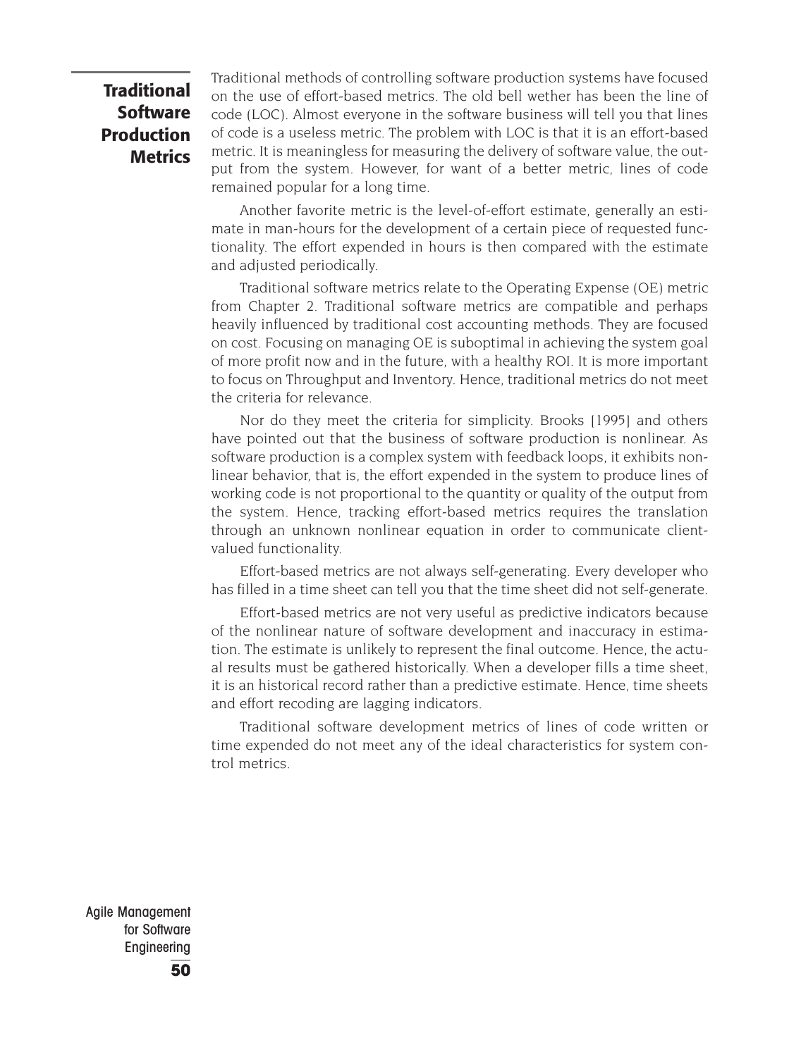## Traditional Software Production Metrics

Traditional methods of controlling software production systems have focused on the use of effort-based metrics. The old bell wether has been the line of code (LOC). Almost everyone in the software business will tell you that lines of code is a useless metric. The problem with LOC is that it is an effort-based metric. It is meaningless for measuring the delivery of software value, the output from the system. However, for want of a better metric, lines of code remained popular for a long time.

Another favorite metric is the level-of-effort estimate, generally an estimate in man-hours for the development of a certain piece of requested functionality. The effort expended in hours is then compared with the estimate and adjusted periodically.

Traditional software metrics relate to the Operating Expense (OE) metric from Chapter 2. Traditional software metrics are compatible and perhaps heavily influenced by traditional cost accounting methods. They are focused on cost. Focusing on managing OE is suboptimal in achieving the system goal of more profit now and in the future, with a healthy ROI. It is more important to focus on Throughput and Inventory. Hence, traditional metrics do not meet the criteria for relevance.

Nor do they meet the criteria for simplicity. Brooks [1995] and others have pointed out that the business of software production is nonlinear. As software production is a complex system with feedback loops, it exhibits nonlinear behavior, that is, the effort expended in the system to produce lines of working code is not proportional to the quantity or quality of the output from the system. Hence, tracking effort-based metrics requires the translation through an unknown nonlinear equation in order to communicate client-valued functionality.

Effort-based metrics are not always self-generating. Every developer who has filled in a time sheet can tell you that the time sheet did not self-generate.

Effort-based metrics are not very useful as predictive indicators because of the nonlinear nature of software development and inaccuracy in estimation. The estimate is unlikely to represent the final outcome. Hence, the actual results must be gathered historically. When a developer fills a time sheet, it is an historical record rather than a predictive estimate. Hence, time sheets and effort recoding are lagging indicators.

Traditional software development metrics of lines of code written or time expended do not meet any of the ideal characteristics for system control metrics.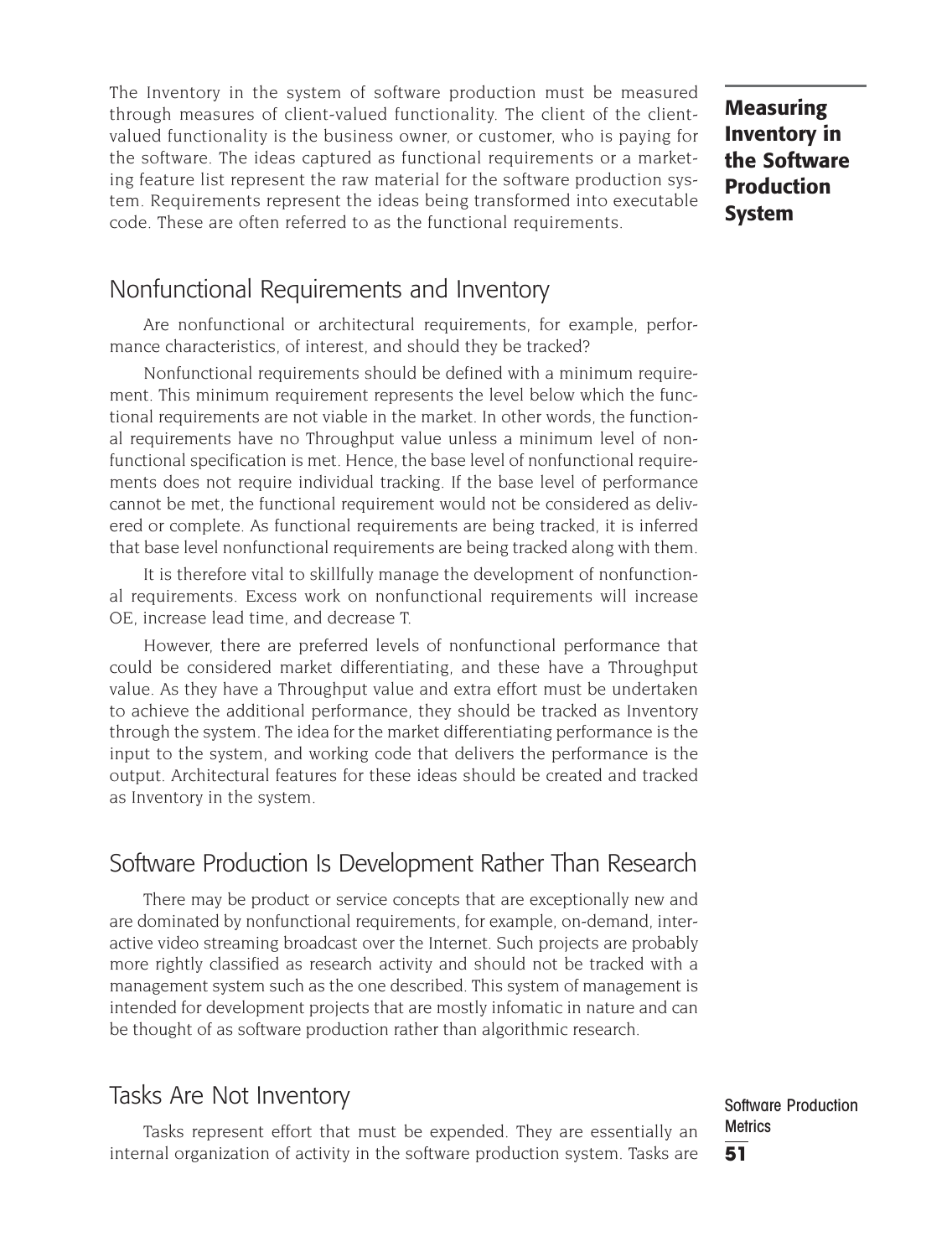## Measuring Inventory in the Software Production System

The Inventory in the system of software production must be measured through measures of client-valued functionality. The client of the client-valued functionality is the business owner, or customer, who is paying for the software. The ideas captured as functional requirements or a marketing feature list represent the raw material for the software production system. Requirements represent the ideas being transformed into executable code. These are often referred to as the functional requirements.

### Nonfunctional Requirements and Inventory

Are nonfunctional or architectural requirements, for example, performance characteristics, of interest, and should they be tracked?

Nonfunctional requirements should be defined with a minimum requirement. This minimum requirement represents the level below which the functional requirements are not viable in the market. In other words, the functional requirements have no Throughput value unless a minimum level of nonfunctional specification is met. Hence, the base level of nonfunctional requirements does not require individual tracking. If the base level of performance cannot be met, the functional requirement would not be considered as delivered or complete. As functional requirements are being tracked, it is inferred that base level nonfunctional requirements are being tracked along with them.

It is therefore vital to skillfully manage the development of nonfunctional requirements. Excess work on nonfunctional requirements will increase OE, increase lead time, and decrease T.

However, there are preferred levels of nonfunctional performance that could be considered market differentiating, and these have a Throughput value. As they have a Throughput value and extra effort must be undertaken to achieve the additional performance, they should be tracked as Inventory through the system. The idea for the market differentiating performance is the input to the system, and working code that delivers the performance is the output. Architectural features for these ideas should be created and tracked as Inventory in the system.

### Software Production Is Development Rather Than Research

There may be product or service concepts that are exceptionally new and are dominated by nonfunctional requirements, for example, on-demand, interactive video streaming broadcast over the Internet. Such projects are probably more rightly classified as research activity and should not be tracked with a management system such as the one described. This system of management is intended for development projects that are mostly infomatic in nature and can be thought of as software production rather than algorithmic research.

### Tasks Are Not Inventory

Tasks represent effort that must be expended. They are essentially an internal organization of activity in the software production system. Tasks are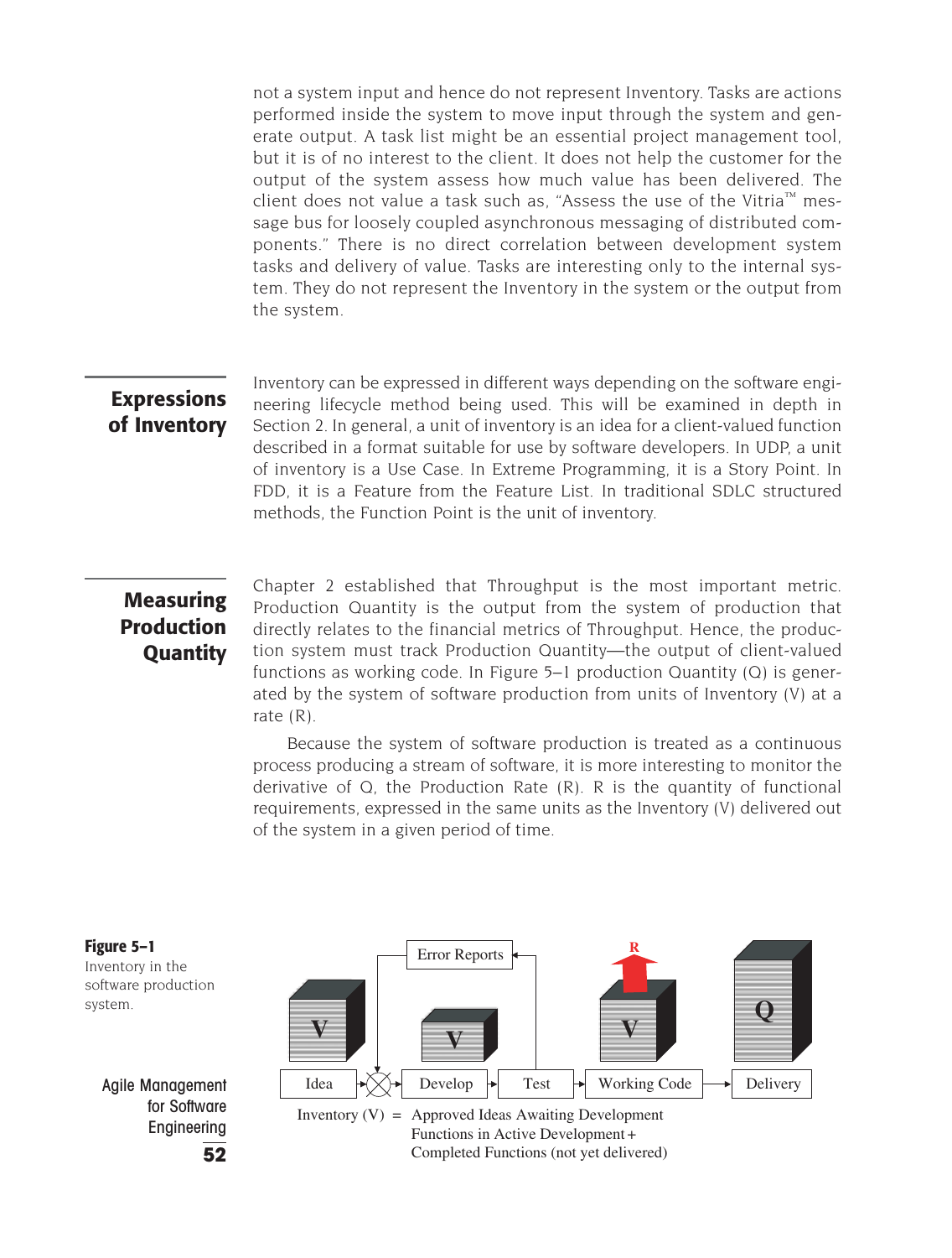not a system input and hence do not represent Inventory. Tasks are actions performed inside the system to move input through the system and generate output. A task list might be an essential project management tool, but it is of no interest to the client. It does not help the customer for the output of the system assess how much value has been delivered. The client does not value a task such as, "Assess the use of the Vitria™ message bus for loosely coupled asynchronous messaging of distributed components." There is no direct correlation between development system tasks and delivery of value. Tasks are interesting only to the internal system. They do not represent the Inventory in the system or the output from the system.

## Expressions of Inventory

Inventory can be expressed in different ways depending on the software engineering lifecycle method being used. This will be examined in depth in Section 2. In general, a unit of inventory is an idea for a client-valued function described in a format suitable for use by software developers. In UDP, a unit of inventory is a Use Case. In Extreme Programming, it is a Story Point. In FDD, it is a Feature from the Feature List. In traditional SDLC structured methods, the Function Point is the unit of inventory.

## Measuring Production Quantity

Chapter 2 established that Throughput is the most important metric. Production Quantity is the output from the system of production that directly relates to the financial metrics of Throughput. Hence, the production system must track Production Quantity—the output of client-valued functions as working code. In Figure 5–1 production Quantity (Q) is generated by the system of software production from units of Inventory (V) at a rate (R).

Because the system of software production is treated as a continuous process producing a stream of software, it is more interesting to monitor the derivative of Q, the Production Rate (R). R is the quantity of functional requirements, expressed in the same units as the Inventory (V) delivered out of the system in a given period of time.

**Figure 5–1** Inventory in the software production system.

Idea → Develop → Test → Working Code → Delivery (Error Reports feed back from Test to before Develop)

Inventory (V) = Approved Ideas Awaiting Development
Functions in Active Development +
Completed Functions (not yet delivered)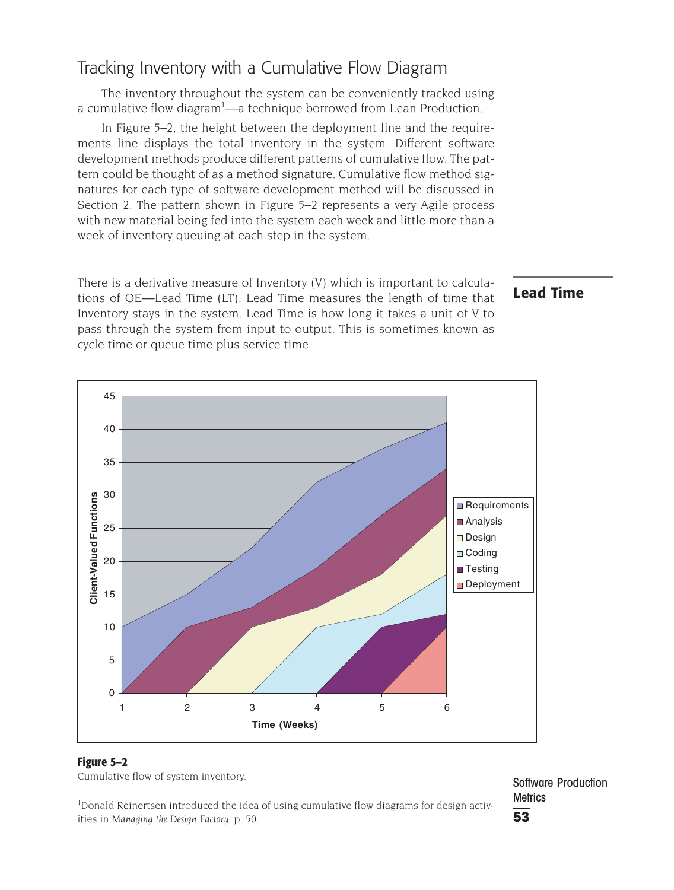## Tracking Inventory with a Cumulative Flow Diagram

The inventory throughout the system can be conveniently tracked using a cumulative flow diagram[1]—a technique borrowed from Lean Production.

In Figure 5–2, the height between the deployment line and the requirements line displays the total inventory in the system. Different software development methods produce different patterns of cumulative flow. The pattern could be thought of as a method signature. Cumulative flow method signatures for each type of software development method will be discussed in Section 2. The pattern shown in Figure 5–2 represents a very Agile process with new material being fed into the system each week and little more than a week of inventory queuing at each step in the system.

### Lead Time

There is a derivative measure of Inventory (V) which is important to calculations of OE—Lead Time (LT). Lead Time measures the length of time that Inventory stays in the system. Lead Time is how long it takes a unit of V to pass through the system from input to output. This is sometimes known as cycle time or queue time plus service time.

**Figure 5–2**

Cumulative flow of system inventory.

[1] Donald Reinertsen introduced the idea of using cumulative flow diagrams for design activities in *Managing the Design Factory*, p. 50.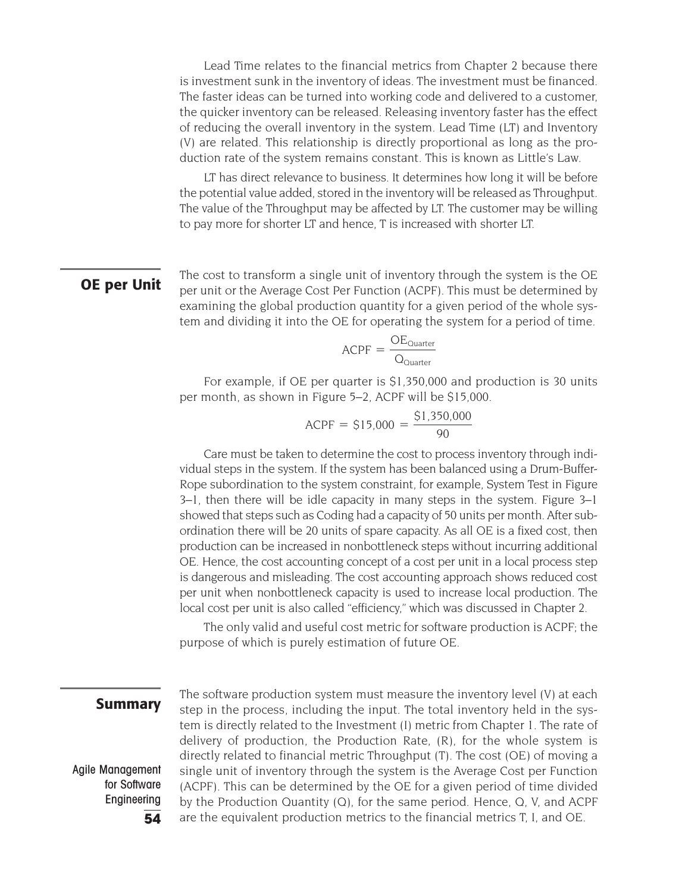Lead Time relates to the financial metrics from Chapter 2 because there is investment sunk in the inventory of ideas. The investment must be financed. The faster ideas can be turned into working code and delivered to a customer, the quicker inventory can be released. Releasing inventory faster has the effect of reducing the overall inventory in the system. Lead Time (LT) and Inventory (V) are related. This relationship is directly proportional as long as the production rate of the system remains constant. This is known as Little's Law.

LT has direct relevance to business. It determines how long it will be before the potential value added, stored in the inventory will be released as Throughput. The value of the Throughput may be affected by LT. The customer may be willing to pay more for shorter LT and hence, T is increased with shorter LT.

## OE per Unit

The cost to transform a single unit of inventory through the system is the OE per unit or the Average Cost Per Function (ACPF). This must be determined by examining the global production quantity for a given period of the whole system and dividing it into the OE for operating the system for a period of time.

$$\text{ACPF} = \frac{\text{OE}_{\text{Quarter}}}{\text{Q}_{\text{Quarter}}}$$

For example, if OE per quarter is $1,350,000 and production is 30 units per month, as shown in Figure 5–2, ACPF will be $15,000.

$$\text{ACPF} = \$15{,}000 = \frac{\$1{,}350{,}000}{90}$$

Care must be taken to determine the cost to process inventory through individual steps in the system. If the system has been balanced using a Drum-Buffer-Rope subordination to the system constraint, for example, System Test in Figure 3–1, then there will be idle capacity in many steps in the system. Figure 3–1 showed that steps such as Coding had a capacity of 50 units per month. After subordination there will be 20 units of spare capacity. As all OE is a fixed cost, then production can be increased in nonbottleneck steps without incurring additional OE. Hence, the cost accounting concept of a cost per unit in a local process step is dangerous and misleading. The cost accounting approach shows reduced cost per unit when nonbottleneck capacity is used to increase local production. The local cost per unit is also called "efficiency," which was discussed in Chapter 2.

The only valid and useful cost metric for software production is ACPF; the purpose of which is purely estimation of future OE.

## Summary

The software production system must measure the inventory level (V) at each step in the process, including the input. The total inventory held in the system is directly related to the Investment (I) metric from Chapter 1. The rate of delivery of production, the Production Rate, (R), for the whole system is directly related to financial metric Throughput (T). The cost (OE) of moving a single unit of inventory through the system is the Average Cost per Function (ACPF). This can be determined by the OE for a given period of time divided by the Production Quantity (Q), for the same period. Hence, Q, V, and ACPF are the equivalent production metrics to the financial metrics T, I, and OE.